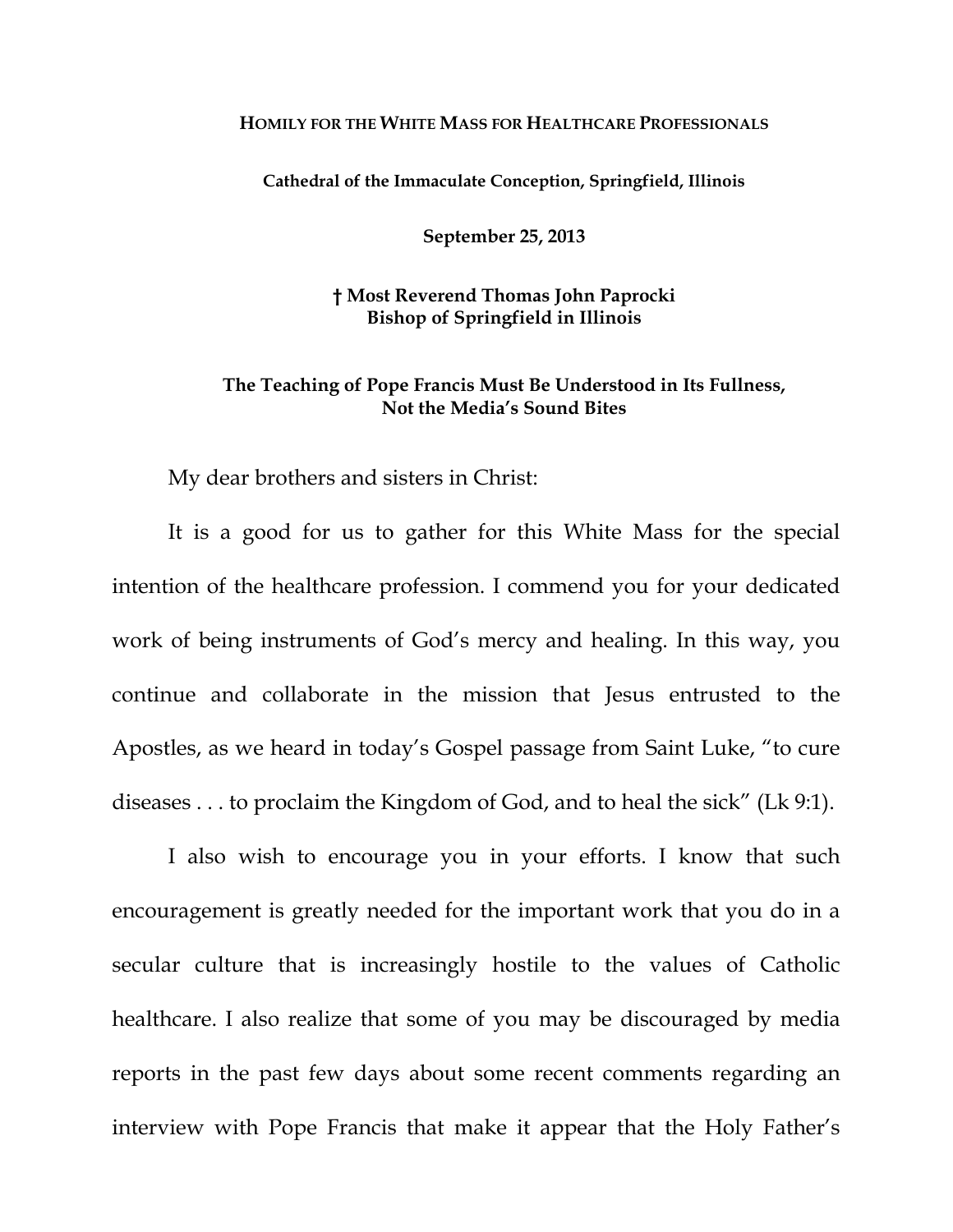**HOMILY FOR THE WHITE MASS FOR HEALTHCARE PROFESSIONALS**

**Cathedral of the Immaculate Conception, Springfield, Illinois**

**September 25, 2013**

**† Most Reverend Thomas John Paprocki**
**Bishop of Springfield in Illinois**

**The Teaching of Pope Francis Must Be Understood in Its Fullness, Not the Media's Sound Bites**

My dear brothers and sisters in Christ:

It is a good for us to gather for this White Mass for the special intention of the healthcare profession. I commend you for your dedicated work of being instruments of God's mercy and healing. In this way, you continue and collaborate in the mission that Jesus entrusted to the Apostles, as we heard in today's Gospel passage from Saint Luke, "to cure diseases . . . to proclaim the Kingdom of God, and to heal the sick" (Lk 9:1).

I also wish to encourage you in your efforts. I know that such encouragement is greatly needed for the important work that you do in a secular culture that is increasingly hostile to the values of Catholic healthcare. I also realize that some of you may be discouraged by media reports in the past few days about some recent comments regarding an interview with Pope Francis that make it appear that the Holy Father's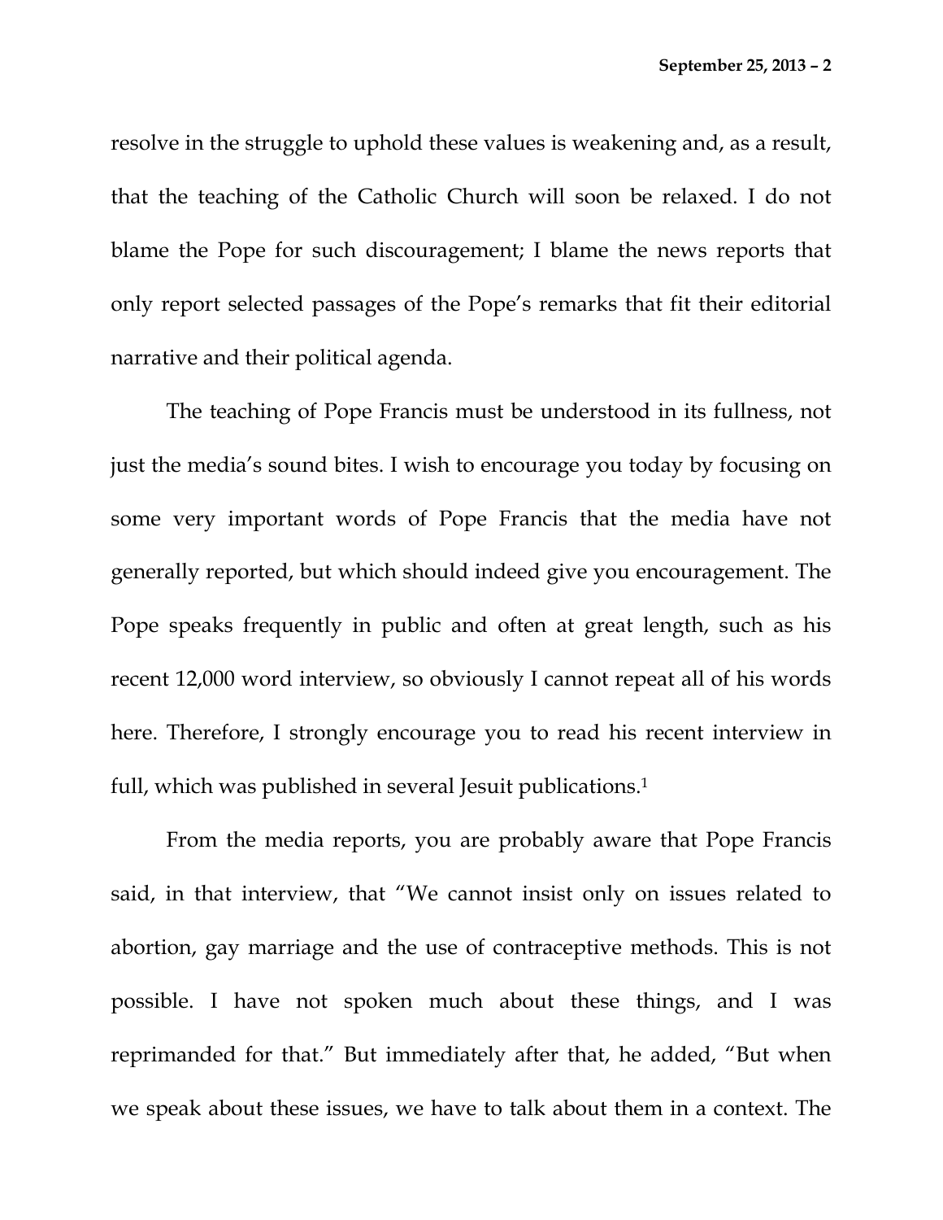resolve in the struggle to uphold these values is weakening and, as a result, that the teaching of the Catholic Church will soon be relaxed. I do not blame the Pope for such discouragement; I blame the news reports that only report selected passages of the Pope's remarks that fit their editorial narrative and their political agenda.

The teaching of Pope Francis must be understood in its fullness, not just the media's sound bites. I wish to encourage you today by focusing on some very important words of Pope Francis that the media have not generally reported, but which should indeed give you encouragement. The Pope speaks frequently in public and often at great length, such as his recent 12,000 word interview, so obviously I cannot repeat all of his words here. Therefore, I strongly encourage you to read his recent interview in full, which was published in several Jesuit publications.[1]

From the media reports, you are probably aware that Pope Francis said, in that interview, that "We cannot insist only on issues related to abortion, gay marriage and the use of contraceptive methods. This is not possible. I have not spoken much about these things, and I was reprimanded for that." But immediately after that, he added, "But when we speak about these issues, we have to talk about them in a context. The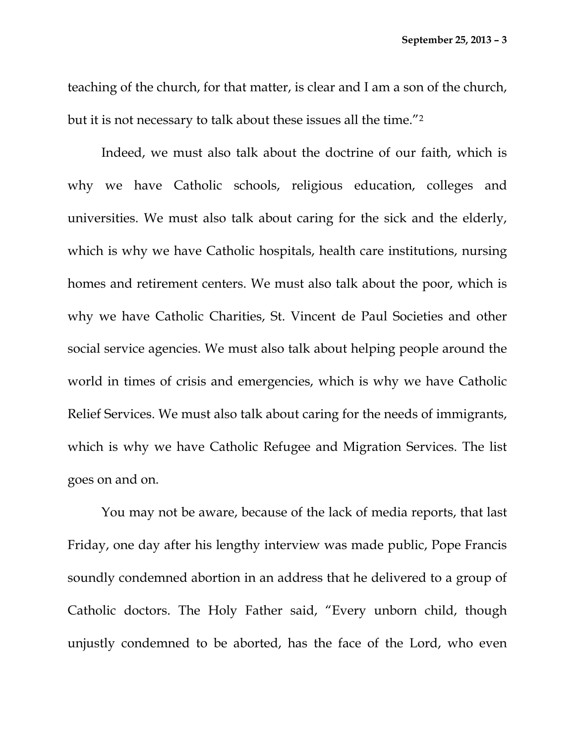teaching of the church, for that matter, is clear and I am a son of the church, but it is not necessary to talk about these issues all the time."[2]

Indeed, we must also talk about the doctrine of our faith, which is why we have Catholic schools, religious education, colleges and universities. We must also talk about caring for the sick and the elderly, which is why we have Catholic hospitals, health care institutions, nursing homes and retirement centers. We must also talk about the poor, which is why we have Catholic Charities, St. Vincent de Paul Societies and other social service agencies. We must also talk about helping people around the world in times of crisis and emergencies, which is why we have Catholic Relief Services. We must also talk about caring for the needs of immigrants, which is why we have Catholic Refugee and Migration Services. The list goes on and on.

You may not be aware, because of the lack of media reports, that last Friday, one day after his lengthy interview was made public, Pope Francis soundly condemned abortion in an address that he delivered to a group of Catholic doctors. The Holy Father said, "Every unborn child, though unjustly condemned to be aborted, has the face of the Lord, who even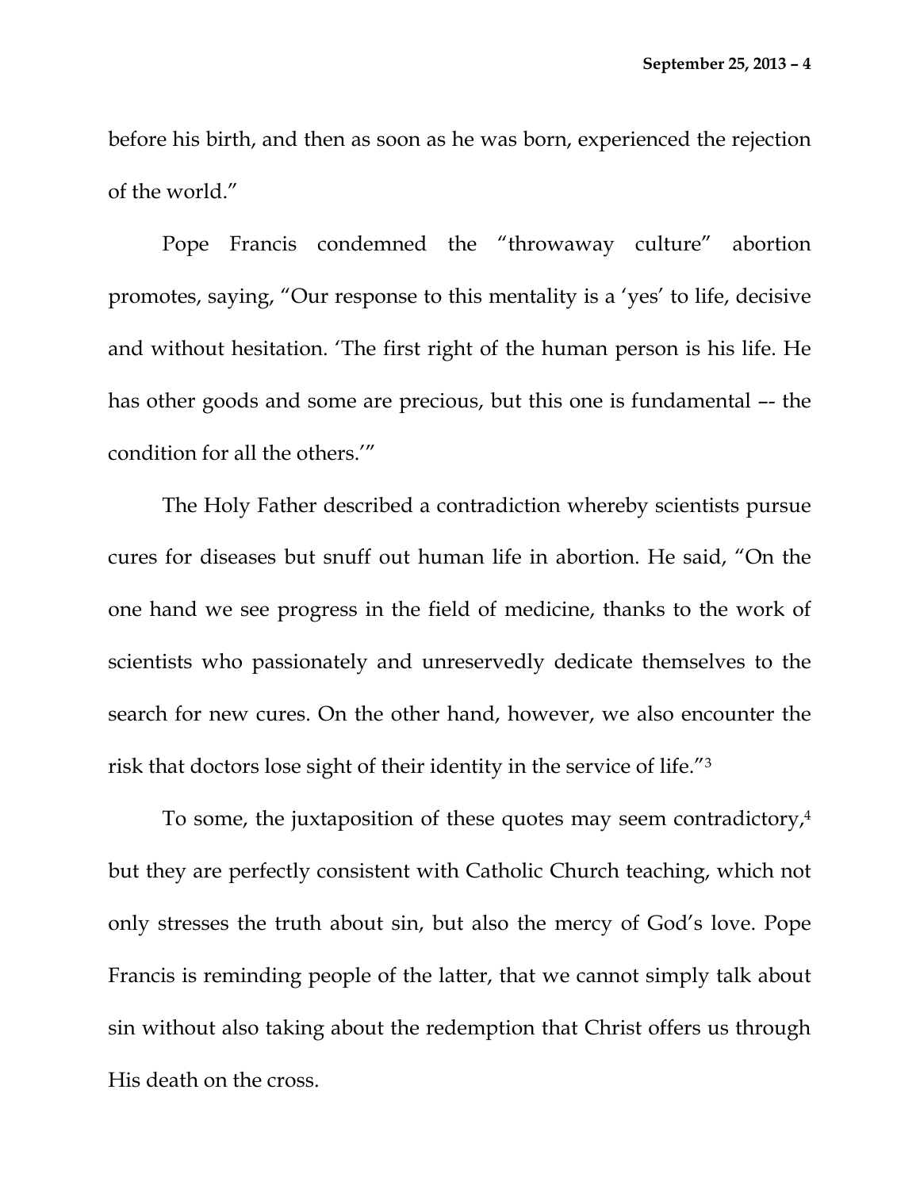before his birth, and then as soon as he was born, experienced the rejection of the world."

Pope Francis condemned the "throwaway culture" abortion promotes, saying, "Our response to this mentality is a 'yes' to life, decisive and without hesitation. 'The first right of the human person is his life. He has other goods and some are precious, but this one is fundamental –- the condition for all the others.'"

The Holy Father described a contradiction whereby scientists pursue cures for diseases but snuff out human life in abortion. He said, "On the one hand we see progress in the field of medicine, thanks to the work of scientists who passionately and unreservedly dedicate themselves to the search for new cures. On the other hand, however, we also encounter the risk that doctors lose sight of their identity in the service of life."[3]

To some, the juxtaposition of these quotes may seem contradictory,[4] but they are perfectly consistent with Catholic Church teaching, which not only stresses the truth about sin, but also the mercy of God's love. Pope Francis is reminding people of the latter, that we cannot simply talk about sin without also taking about the redemption that Christ offers us through His death on the cross.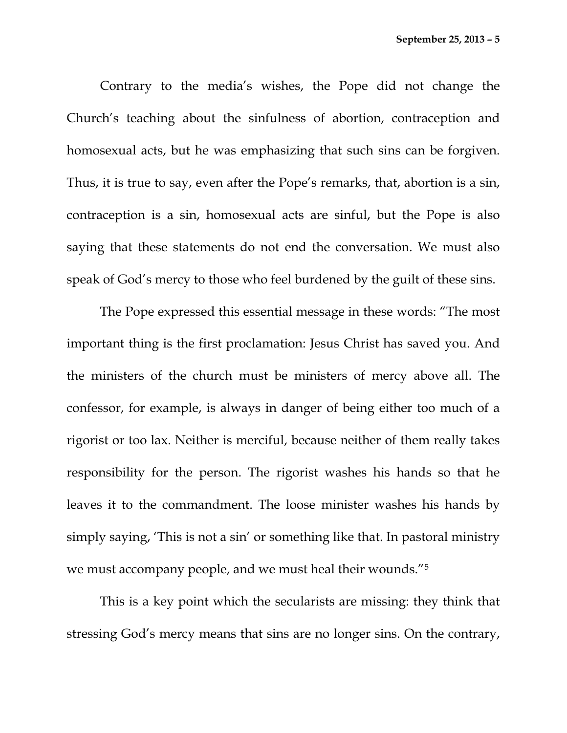Contrary to the media's wishes, the Pope did not change the Church's teaching about the sinfulness of abortion, contraception and homosexual acts, but he was emphasizing that such sins can be forgiven. Thus, it is true to say, even after the Pope's remarks, that, abortion is a sin, contraception is a sin, homosexual acts are sinful, but the Pope is also saying that these statements do not end the conversation. We must also speak of God's mercy to those who feel burdened by the guilt of these sins.

The Pope expressed this essential message in these words: "The most important thing is the first proclamation: Jesus Christ has saved you. And the ministers of the church must be ministers of mercy above all. The confessor, for example, is always in danger of being either too much of a rigorist or too lax. Neither is merciful, because neither of them really takes responsibility for the person. The rigorist washes his hands so that he leaves it to the commandment. The loose minister washes his hands by simply saying, 'This is not a sin' or something like that. In pastoral ministry we must accompany people, and we must heal their wounds."[5]

This is a key point which the secularists are missing: they think that stressing God's mercy means that sins are no longer sins. On the contrary,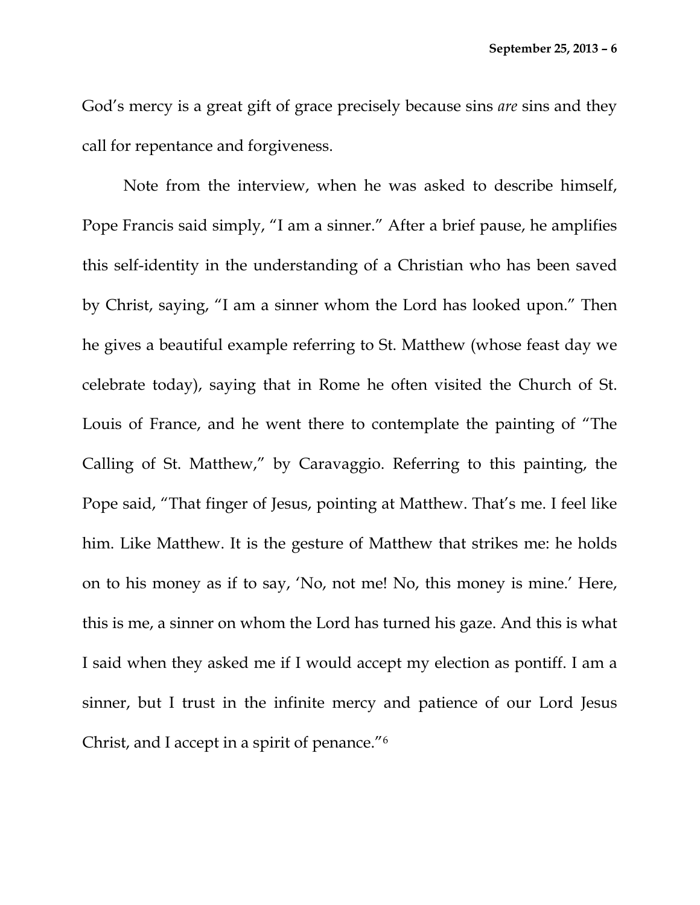God's mercy is a great gift of grace precisely because sins *are* sins and they call for repentance and forgiveness.

Note from the interview, when he was asked to describe himself, Pope Francis said simply, "I am a sinner." After a brief pause, he amplifies this self-identity in the understanding of a Christian who has been saved by Christ, saying, "I am a sinner whom the Lord has looked upon." Then he gives a beautiful example referring to St. Matthew (whose feast day we celebrate today), saying that in Rome he often visited the Church of St. Louis of France, and he went there to contemplate the painting of "The Calling of St. Matthew," by Caravaggio. Referring to this painting, the Pope said, "That finger of Jesus, pointing at Matthew. That's me. I feel like him. Like Matthew. It is the gesture of Matthew that strikes me: he holds on to his money as if to say, 'No, not me! No, this money is mine.' Here, this is me, a sinner on whom the Lord has turned his gaze. And this is what I said when they asked me if I would accept my election as pontiff. I am a sinner, but I trust in the infinite mercy and patience of our Lord Jesus Christ, and I accept in a spirit of penance."[6]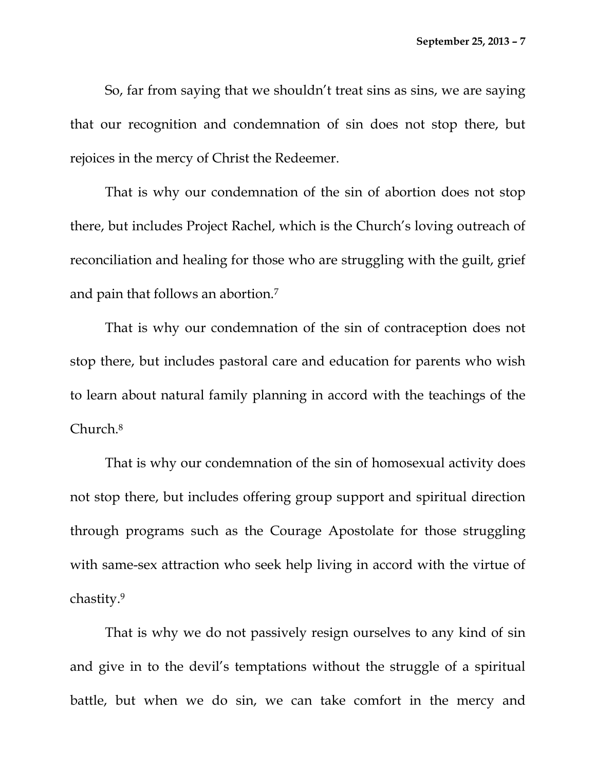So, far from saying that we shouldn't treat sins as sins, we are saying that our recognition and condemnation of sin does not stop there, but rejoices in the mercy of Christ the Redeemer.

That is why our condemnation of the sin of abortion does not stop there, but includes Project Rachel, which is the Church's loving outreach of reconciliation and healing for those who are struggling with the guilt, grief and pain that follows an abortion.[7]

That is why our condemnation of the sin of contraception does not stop there, but includes pastoral care and education for parents who wish to learn about natural family planning in accord with the teachings of the Church.[8]

That is why our condemnation of the sin of homosexual activity does not stop there, but includes offering group support and spiritual direction through programs such as the Courage Apostolate for those struggling with same-sex attraction who seek help living in accord with the virtue of chastity.[9]

That is why we do not passively resign ourselves to any kind of sin and give in to the devil's temptations without the struggle of a spiritual battle, but when we do sin, we can take comfort in the mercy and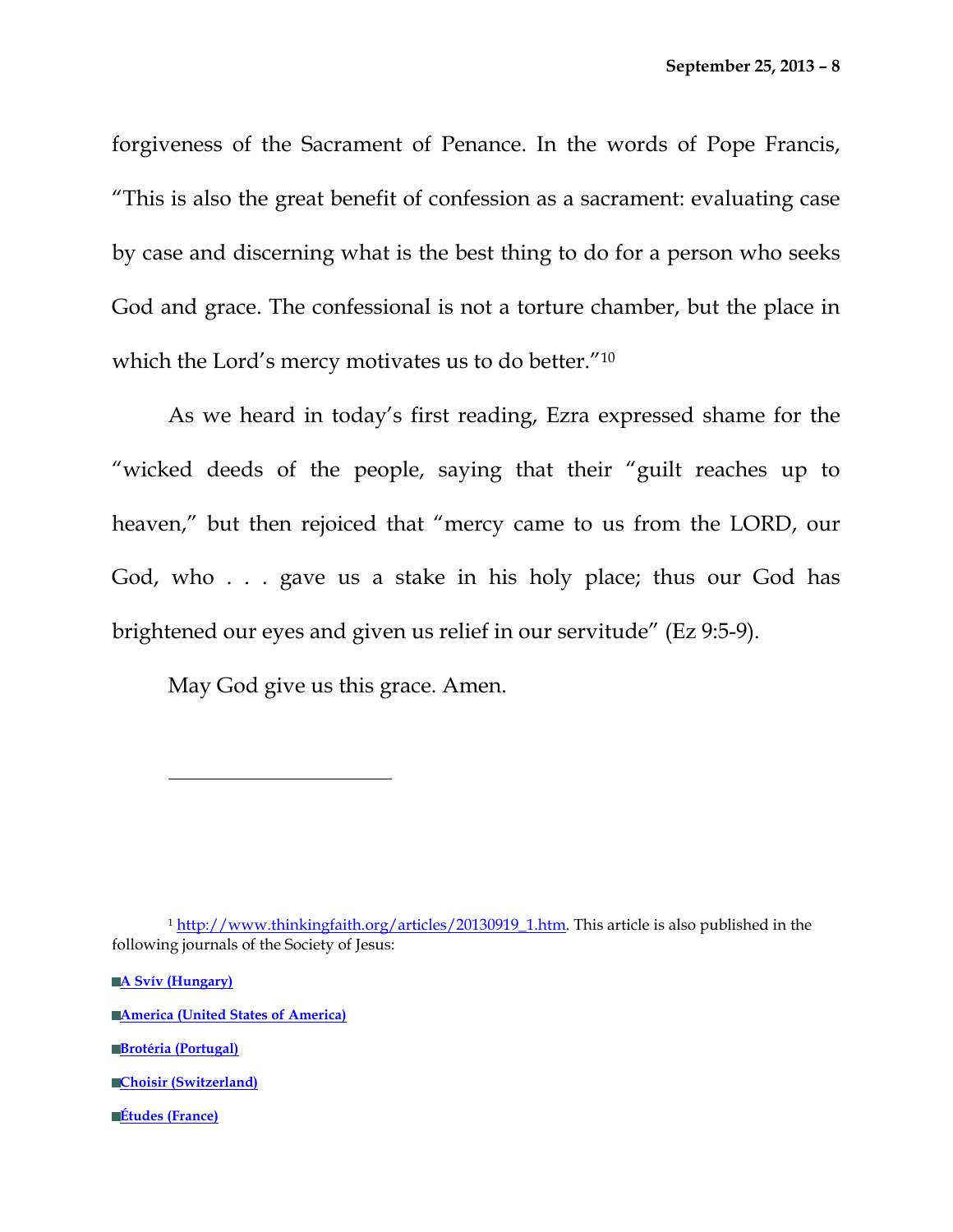forgiveness of the Sacrament of Penance. In the words of Pope Francis, “This is also the great benefit of confession as a sacrament: evaluating case by case and discerning what is the best thing to do for a person who seeks God and grace. The confessional is not a torture chamber, but the place in which the Lord’s mercy motivates us to do better.”[10]

As we heard in today’s first reading, Ezra expressed shame for the “wicked deeds of the people, saying that their “guilt reaches up to heaven,” but then rejoiced that “mercy came to us from the LORD, our God, who . . . gave us a stake in his holy place; thus our God has brightened our eyes and given us relief in our servitude” (Ez 9:5-9).

May God give us this grace. Amen.

---

[1] http://www.thinkingfaith.org/articles/20130919_1.htm. This article is also published in the following journals of the Society of Jesus:

- **A Svív (Hungary)**
- **America (United States of America)**
- **Brotéria (Portugal)**
- **Choisir (Switzerland)**
- **Études (France)**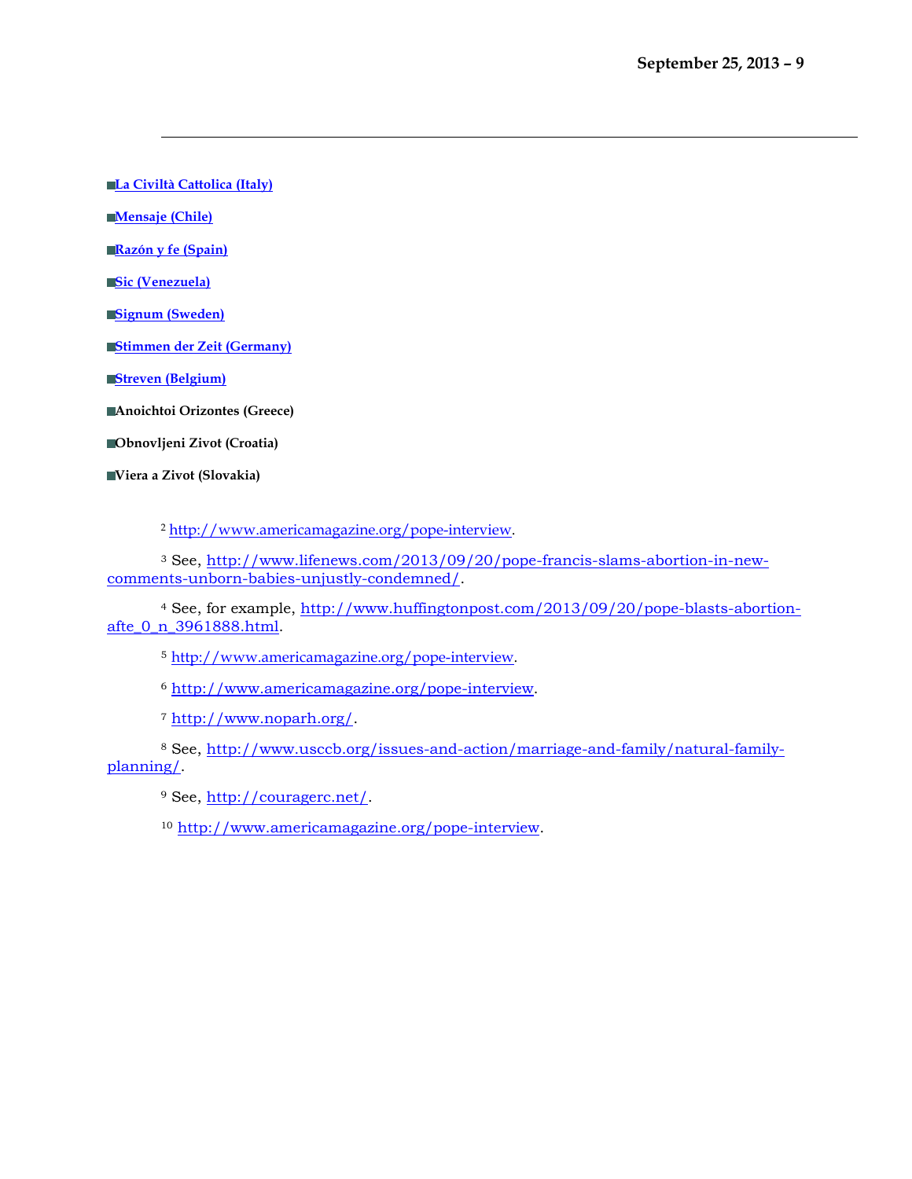- **[La Civiltà Cattolica (Italy)]**
- **[Mensaje (Chile)]**
- **[Razón y fe (Spain)]**
- **[Sic (Venezuela)]**
- **[Signum (Sweden)]**
- **[Stimmen der Zeit (Germany)]**
- **[Streven (Belgium)]**
- **Anoichtoi Orizontes (Greece)**
- **Obnovljeni Zivot (Croatia)**
- **Viera a Zivot (Slovakia)**

[2] http://www.americamagazine.org/pope-interview.

[3] See, http://www.lifenews.com/2013/09/20/pope-francis-slams-abortion-in-new-comments-unborn-babies-unjustly-condemned/.

[4] See, for example, http://www.huffingtonpost.com/2013/09/20/pope-blasts-abortion-afte_0_n_3961888.html.

[5] http://www.americamagazine.org/pope-interview.

[6] http://www.americamagazine.org/pope-interview.

[7] http://www.noparh.org/.

[8] See, http://www.usccb.org/issues-and-action/marriage-and-family/natural-family-planning/.

[9] See, http://couragerc.net/.

[10] http://www.americamagazine.org/pope-interview.